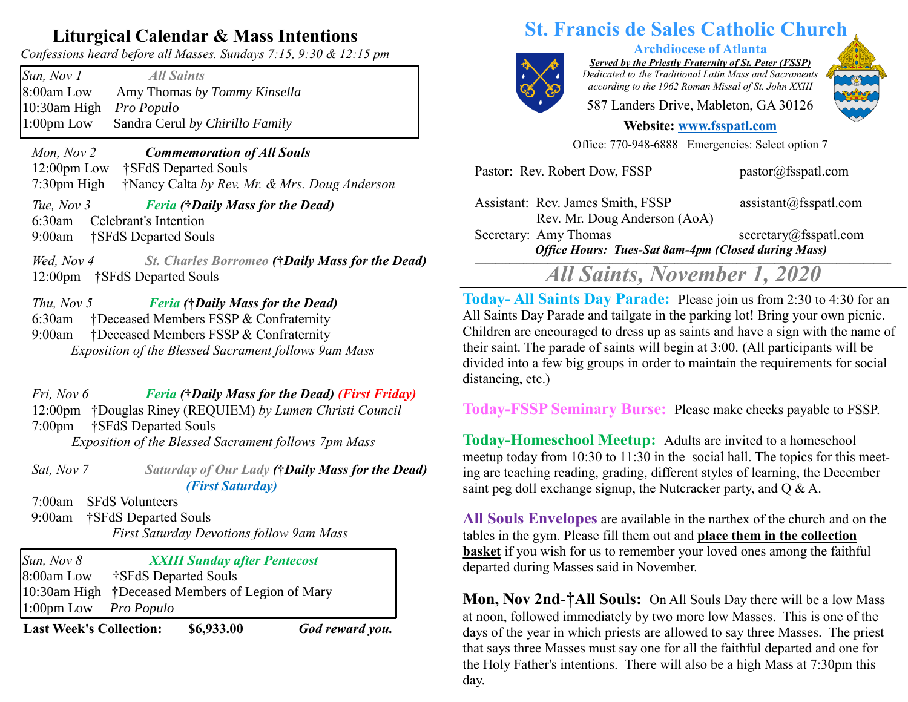# St. Francis de Sales Catholic Church

**Archdiocese of Atlanta**

***Served by the Priestly Fraternity of St. Peter (FSSP)***

*Dedicated to the Traditional Latin Mass and Sacraments according to the 1962 Roman Missal of St. John XXIII*

587 Landers Drive, Mableton, GA 30126

**Website: www.fsspatl.com**

Office: 770-948-6888 Emergencies: Select option 7

| | | |
|---|---|---|
| Pastor: | Rev. Robert Dow, FSSP | pastor@fsspatl.com |
| Assistant: | Rev. James Smith, FSSP | assistant@fsspatl.com |
| | Rev. Mr. Doug Anderson (AoA) | |
| Secretary: | Amy Thomas | secretary@fsspatl.com |

***Office Hours: Tues-Sat 8am-4pm (Closed during Mass)***

## *All Saints, November 1, 2020*

## Liturgical Calendar & Mass Intentions

*Confessions heard before all Masses. Sundays 7:15, 9:30 & 12:15 pm*

*Sun, Nov 1* — ***All Saints***
- 8:00am Low — Amy Thomas *by Tommy Kinsella*
- 10:30am High — *Pro Populo*
- 1:00pm Low — Sandra Cerul *by Chirillo Family*

*Mon, Nov 2* — ***Commemoration of All Souls***
- 12:00pm Low — †SFdS Departed Souls
- 7:30pm High — †Nancy Calta *by Rev. Mr. & Mrs. Doug Anderson*

*Tue, Nov 3* — ***Feria (†Daily Mass for the Dead)***
- 6:30am — Celebrant's Intention
- 9:00am — †SFdS Departed Souls

*Wed, Nov 4* — ***St. Charles Borromeo (†Daily Mass for the Dead)***
- 12:00pm — †SFdS Departed Souls

*Thu, Nov 5* — ***Feria (†Daily Mass for the Dead)***
- 6:30am — †Deceased Members FSSP & Confraternity
- 9:00am — †Deceased Members FSSP & Confraternity

*Exposition of the Blessed Sacrament follows 9am Mass*

*Fri, Nov 6* — ***Feria (†Daily Mass for the Dead) (First Friday)***
- 12:00pm — †Douglas Riney (REQUIEM) *by Lumen Christi Council*
- 7:00pm — †SFdS Departed Souls

*Exposition of the Blessed Sacrament follows 7pm Mass*

*Sat, Nov 7* — ***Saturday of Our Lady (†Daily Mass for the Dead) (First Saturday)***
- 7:00am — SFdS Volunteers
- 9:00am — †SFdS Departed Souls

*First Saturday Devotions follow 9am Mass*

*Sun, Nov 8* — ***XXIII Sunday after Pentecost***
- 8:00am Low — †SFdS Departed Souls
- 10:30am High — †Deceased Members of Legion of Mary
- 1:00pm Low — *Pro Populo*

**Last Week's Collection: $6,933.00** ***God reward you.***

**Today- All Saints Day Parade:** Please join us from 2:30 to 4:30 for an All Saints Day Parade and tailgate in the parking lot! Bring your own picnic. Children are encouraged to dress up as saints and have a sign with the name of their saint. The parade of saints will begin at 3:00. (All participants will be divided into a few big groups in order to maintain the requirements for social distancing, etc.)

**Today-FSSP Seminary Burse:** Please make checks payable to FSSP.

**Today-Homeschool Meetup:** Adults are invited to a homeschool meetup today from 10:30 to 11:30 in the social hall. The topics for this meeting are teaching reading, grading, different styles of learning, the December saint peg doll exchange signup, the Nutcracker party, and Q & A.

**All Souls Envelopes** are available in the narthex of the church and on the tables in the gym. Please fill them out and **place them in the collection basket** if you wish for us to remember your loved ones among the faithful departed during Masses said in November.

**Mon, Nov 2nd-†All Souls:** On All Souls Day there will be a low Mass at noon, followed immediately by two more low Masses. This is one of the days of the year in which priests are allowed to say three Masses. The priest that says three Masses must say one for all the faithful departed and one for the Holy Father's intentions. There will also be a high Mass at 7:30pm this day.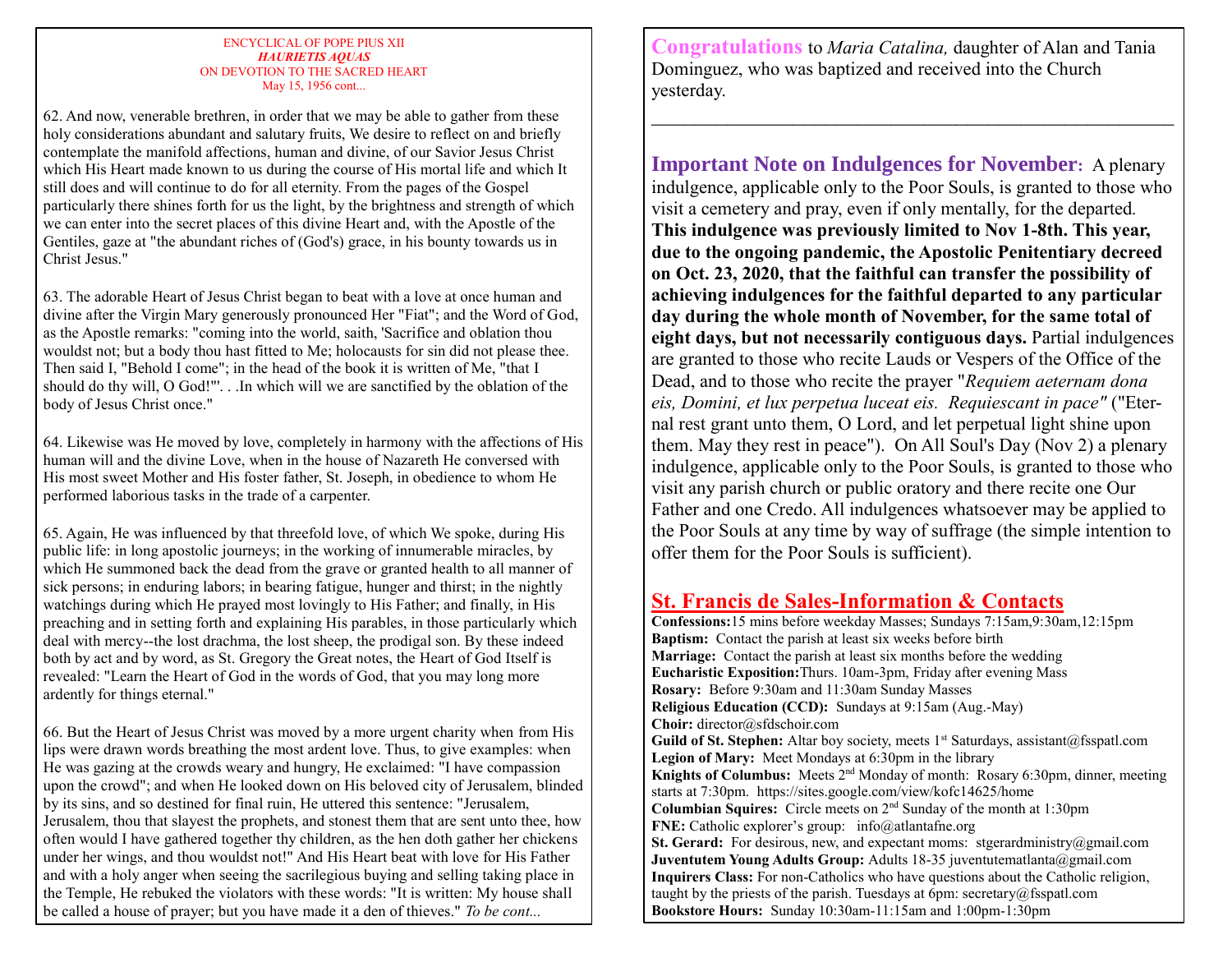ENCYCLICAL OF POPE PIUS XII
***HAURIETIS AQUAS***
ON DEVOTION TO THE SACRED HEART
May 15, 1956 cont...

62. And now, venerable brethren, in order that we may be able to gather from these holy considerations abundant and salutary fruits, We desire to reflect on and briefly contemplate the manifold affections, human and divine, of our Savior Jesus Christ which His Heart made known to us during the course of His mortal life and which It still does and will continue to do for all eternity. From the pages of the Gospel particularly there shines forth for us the light, by the brightness and strength of which we can enter into the secret places of this divine Heart and, with the Apostle of the Gentiles, gaze at "the abundant riches of (God's) grace, in his bounty towards us in Christ Jesus."

63. The adorable Heart of Jesus Christ began to beat with a love at once human and divine after the Virgin Mary generously pronounced Her "Fiat"; and the Word of God, as the Apostle remarks: "coming into the world, saith, 'Sacrifice and oblation thou wouldst not; but a body thou hast fitted to Me; holocausts for sin did not please thee. Then said I, "Behold I come"; in the head of the book it is written of Me, "that I should do thy will, O God!"'. . .In which will we are sanctified by the oblation of the body of Jesus Christ once."

64. Likewise was He moved by love, completely in harmony with the affections of His human will and the divine Love, when in the house of Nazareth He conversed with His most sweet Mother and His foster father, St. Joseph, in obedience to whom He performed laborious tasks in the trade of a carpenter.

65. Again, He was influenced by that threefold love, of which We spoke, during His public life: in long apostolic journeys; in the working of innumerable miracles, by which He summoned back the dead from the grave or granted health to all manner of sick persons; in enduring labors; in bearing fatigue, hunger and thirst; in the nightly watchings during which He prayed most lovingly to His Father; and finally, in His preaching and in setting forth and explaining His parables, in those particularly which deal with mercy--the lost drachma, the lost sheep, the prodigal son. By these indeed both by act and by word, as St. Gregory the Great notes, the Heart of God Itself is revealed: "Learn the Heart of God in the words of God, that you may long more ardently for things eternal."

66. But the Heart of Jesus Christ was moved by a more urgent charity when from His lips were drawn words breathing the most ardent love. Thus, to give examples: when He was gazing at the crowds weary and hungry, He exclaimed: "I have compassion upon the crowd"; and when He looked down on His beloved city of Jerusalem, blinded by its sins, and so destined for final ruin, He uttered this sentence: "Jerusalem, Jerusalem, thou that slayest the prophets, and stonest them that are sent unto thee, how often would I have gathered together thy children, as the hen doth gather her chickens under her wings, and thou wouldst not!" And His Heart beat with love for His Father and with a holy anger when seeing the sacrilegious buying and selling taking place in the Temple, He rebuked the violators with these words: "It is written: My house shall be called a house of prayer; but you have made it a den of thieves." *To be cont...*

**Congratulations** to *Maria Catalina,* daughter of Alan and Tania Dominguez, who was baptized and received into the Church yesterday.

---

**Important Note on Indulgences for November:** A plenary indulgence, applicable only to the Poor Souls, is granted to those who visit a cemetery and pray, even if only mentally, for the departed. **This indulgence was previously limited to Nov 1-8th. This year, due to the ongoing pandemic, the Apostolic Penitentiary decreed on Oct. 23, 2020, that the faithful can transfer the possibility of achieving indulgences for the faithful departed to any particular day during the whole month of November, for the same total of eight days, but not necessarily contiguous days.** Partial indulgences are granted to those who recite Lauds or Vespers of the Office of the Dead, and to those who recite the prayer "*Requiem aeternam dona eis, Domini, et lux perpetua luceat eis. Requiescant in pace"* ("Eternal rest grant unto them, O Lord, and let perpetual light shine upon them. May they rest in peace"). On All Soul's Day (Nov 2) a plenary indulgence, applicable only to the Poor Souls, is granted to those who visit any parish church or public oratory and there recite one Our Father and one Credo. All indulgences whatsoever may be applied to the Poor Souls at any time by way of suffrage (the simple intention to offer them for the Poor Souls is sufficient).

## St. Francis de Sales-Information & Contacts

**Confessions:** 15 mins before weekday Masses; Sundays 7:15am, 9:30am, 12:15pm
**Baptism:** Contact the parish at least six weeks before birth
**Marriage:** Contact the parish at least six months before the wedding
**Eucharistic Exposition:** Thurs. 10am-3pm, Friday after evening Mass
**Rosary:** Before 9:30am and 11:30am Sunday Masses
**Religious Education (CCD):** Sundays at 9:15am (Aug.-May)
**Choir:** director@sfdschoir.com
**Guild of St. Stephen:** Altar boy society, meets 1st Saturdays, assistant@fsspatl.com
**Legion of Mary:** Meet Mondays at 6:30pm in the library
**Knights of Columbus:** Meets 2nd Monday of month: Rosary 6:30pm, dinner, meeting starts at 7:30pm. https://sites.google.com/view/kofc14625/home
**Columbian Squires:** Circle meets on 2nd Sunday of the month at 1:30pm
**FNE:** Catholic explorer's group: info@atlantafne.org
**St. Gerard:** For desirous, new, and expectant moms: stgerardministry@gmail.com
**Juventutem Young Adults Group:** Adults 18-35 juventutematlanta@gmail.com
**Inquirers Class:** For non-Catholics who have questions about the Catholic religion, taught by the priests of the parish. Tuesdays at 6pm: secretary@fsspatl.com
**Bookstore Hours:** Sunday 10:30am-11:15am and 1:00pm-1:30pm